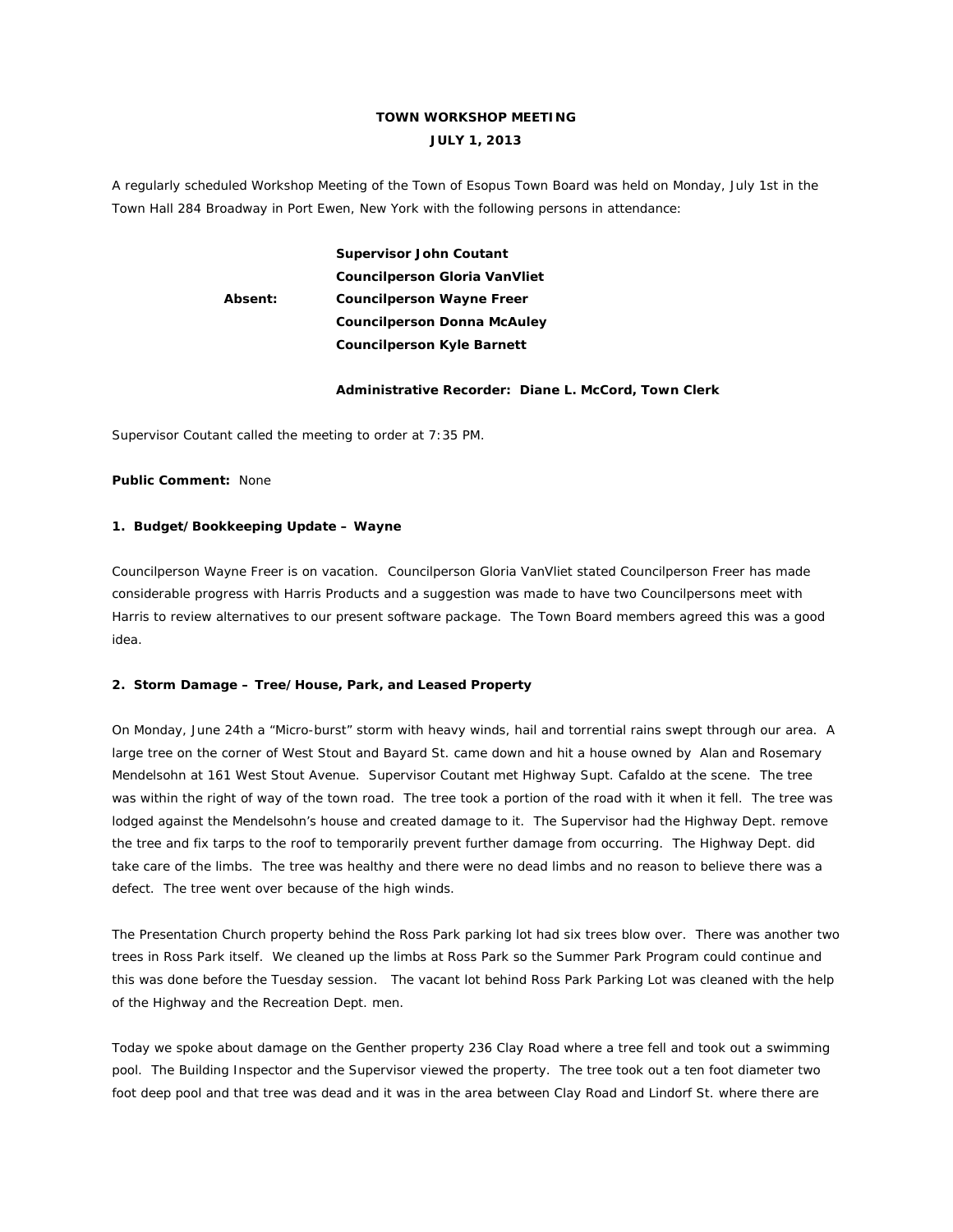**TOWN WORKSHOP MEETING**
**JULY 1, 2013**

A regularly scheduled Workshop Meeting of the Town of Esopus Town Board was held on Monday, July 1st in the Town Hall 284 Broadway in Port Ewen, New York with the following persons in attendance:

**Supervisor John Coutant**
**Councilperson Gloria VanVliet**
**Absent: Councilperson Wayne Freer**
**Councilperson Donna McAuley**
**Councilperson Kyle Barnett**

**Administrative Recorder: Diane L. McCord, Town Clerk**

Supervisor Coutant called the meeting to order at 7:35 PM.

**Public Comment:** None

**1. Budget/Bookkeeping Update – Wayne**

Councilperson Wayne Freer is on vacation. Councilperson Gloria VanVliet stated Councilperson Freer has made considerable progress with Harris Products and a suggestion was made to have two Councilpersons meet with Harris to review alternatives to our present software package. The Town Board members agreed this was a good idea.

**2. Storm Damage – Tree/House, Park, and Leased Property**

On Monday, June 24th a "Micro-burst" storm with heavy winds, hail and torrential rains swept through our area. A large tree on the corner of West Stout and Bayard St. came down and hit a house owned by Alan and Rosemary Mendelsohn at 161 West Stout Avenue. Supervisor Coutant met Highway Supt. Cafaldo at the scene. The tree was within the right of way of the town road. The tree took a portion of the road with it when it fell. The tree was lodged against the Mendelsohn's house and created damage to it. The Supervisor had the Highway Dept. remove the tree and fix tarps to the roof to temporarily prevent further damage from occurring. The Highway Dept. did take care of the limbs. The tree was healthy and there were no dead limbs and no reason to believe there was a defect. The tree went over because of the high winds.

The Presentation Church property behind the Ross Park parking lot had six trees blow over. There was another two trees in Ross Park itself. We cleaned up the limbs at Ross Park so the Summer Park Program could continue and this was done before the Tuesday session. The vacant lot behind Ross Park Parking Lot was cleaned with the help of the Highway and the Recreation Dept. men.

Today we spoke about damage on the Genther property 236 Clay Road where a tree fell and took out a swimming pool. The Building Inspector and the Supervisor viewed the property. The tree took out a ten foot diameter two foot deep pool and that tree was dead and it was in the area between Clay Road and Lindorf St. where there are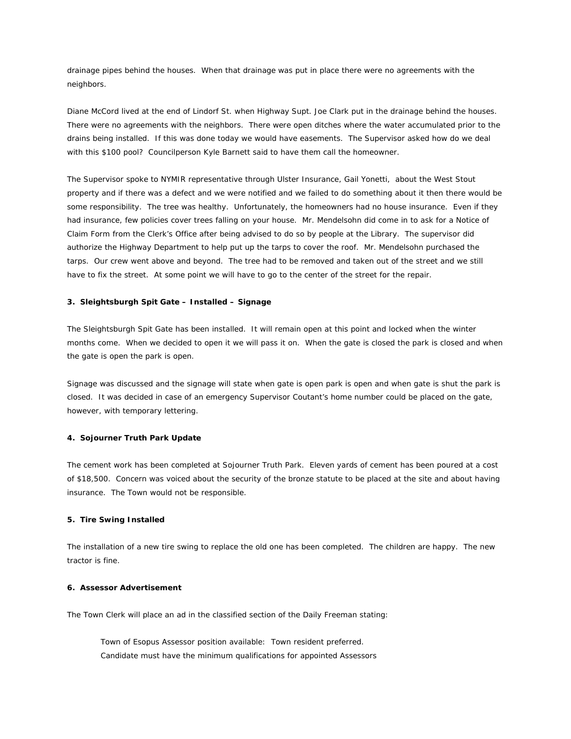drainage pipes behind the houses. When that drainage was put in place there were no agreements with the neighbors.

Diane McCord lived at the end of Lindorf St. when Highway Supt. Joe Clark put in the drainage behind the houses. There were no agreements with the neighbors. There were open ditches where the water accumulated prior to the drains being installed. If this was done today we would have easements. The Supervisor asked how do we deal with this $100 pool? Councilperson Kyle Barnett said to have them call the homeowner.

The Supervisor spoke to NYMIR representative through Ulster Insurance, Gail Yonetti, about the West Stout property and if there was a defect and we were notified and we failed to do something about it then there would be some responsibility. The tree was healthy. Unfortunately, the homeowners had no house insurance. Even if they had insurance, few policies cover trees falling on your house. Mr. Mendelsohn did come in to ask for a Notice of Claim Form from the Clerk's Office after being advised to do so by people at the Library. The supervisor did authorize the Highway Department to help put up the tarps to cover the roof. Mr. Mendelsohn purchased the tarps. Our crew went above and beyond. The tree had to be removed and taken out of the street and we still have to fix the street. At some point we will have to go to the center of the street for the repair.

**3. Sleightsburgh Spit Gate – Installed – Signage**

The Sleightsburgh Spit Gate has been installed. It will remain open at this point and locked when the winter months come. When we decided to open it we will pass it on. When the gate is closed the park is closed and when the gate is open the park is open.

Signage was discussed and the signage will state when gate is open park is open and when gate is shut the park is closed. It was decided in case of an emergency Supervisor Coutant's home number could be placed on the gate, however, with temporary lettering.

**4. Sojourner Truth Park Update**

The cement work has been completed at Sojourner Truth Park. Eleven yards of cement has been poured at a cost of $18,500. Concern was voiced about the security of the bronze statute to be placed at the site and about having insurance. The Town would not be responsible.

**5. Tire Swing Installed**

The installation of a new tire swing to replace the old one has been completed. The children are happy. The new tractor is fine.

**6. Assessor Advertisement**

The Town Clerk will place an ad in the classified section of the Daily Freeman stating:

> Town of Esopus Assessor position available: Town resident preferred.
> Candidate must have the minimum qualifications for appointed Assessors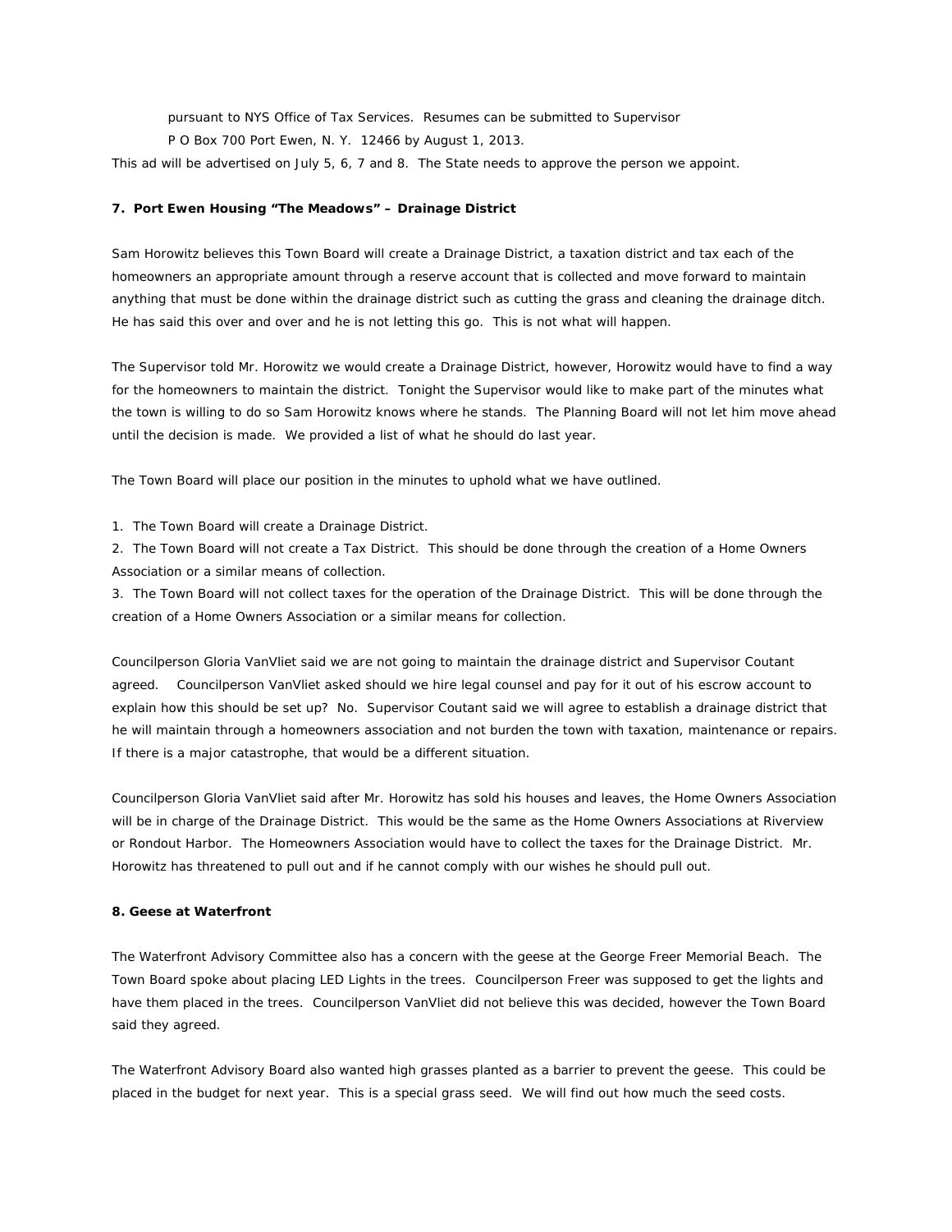pursuant to NYS Office of Tax Services. Resumes can be submitted to Supervisor

P O Box 700 Port Ewen, N. Y. 12466 by August 1, 2013.

This ad will be advertised on July 5, 6, 7 and 8. The State needs to approve the person we appoint.

**7. Port Ewen Housing "The Meadows" – Drainage District**

Sam Horowitz believes this Town Board will create a Drainage District, a taxation district and tax each of the homeowners an appropriate amount through a reserve account that is collected and move forward to maintain anything that must be done within the drainage district such as cutting the grass and cleaning the drainage ditch. He has said this over and over and he is not letting this go. This is not what will happen.

The Supervisor told Mr. Horowitz we would create a Drainage District, however, Horowitz would have to find a way for the homeowners to maintain the district. Tonight the Supervisor would like to make part of the minutes what the town is willing to do so Sam Horowitz knows where he stands. The Planning Board will not let him move ahead until the decision is made. We provided a list of what he should do last year.

The Town Board will place our position in the minutes to uphold what we have outlined.

1. The Town Board will create a Drainage District.
2. The Town Board will not create a Tax District. This should be done through the creation of a Home Owners Association or a similar means of collection.
3. The Town Board will not collect taxes for the operation of the Drainage District. This will be done through the creation of a Home Owners Association or a similar means for collection.

Councilperson Gloria VanVliet said we are not going to maintain the drainage district and Supervisor Coutant agreed. Councilperson VanVliet asked should we hire legal counsel and pay for it out of his escrow account to explain how this should be set up? No. Supervisor Coutant said we will agree to establish a drainage district that he will maintain through a homeowners association and not burden the town with taxation, maintenance or repairs. If there is a major catastrophe, that would be a different situation.

Councilperson Gloria VanVliet said after Mr. Horowitz has sold his houses and leaves, the Home Owners Association will be in charge of the Drainage District. This would be the same as the Home Owners Associations at Riverview or Rondout Harbor. The Homeowners Association would have to collect the taxes for the Drainage District. Mr. Horowitz has threatened to pull out and if he cannot comply with our wishes he should pull out.

**8. Geese at Waterfront**

The Waterfront Advisory Committee also has a concern with the geese at the George Freer Memorial Beach. The Town Board spoke about placing LED Lights in the trees. Councilperson Freer was supposed to get the lights and have them placed in the trees. Councilperson VanVliet did not believe this was decided, however the Town Board said they agreed.

The Waterfront Advisory Board also wanted high grasses planted as a barrier to prevent the geese. This could be placed in the budget for next year. This is a special grass seed. We will find out how much the seed costs.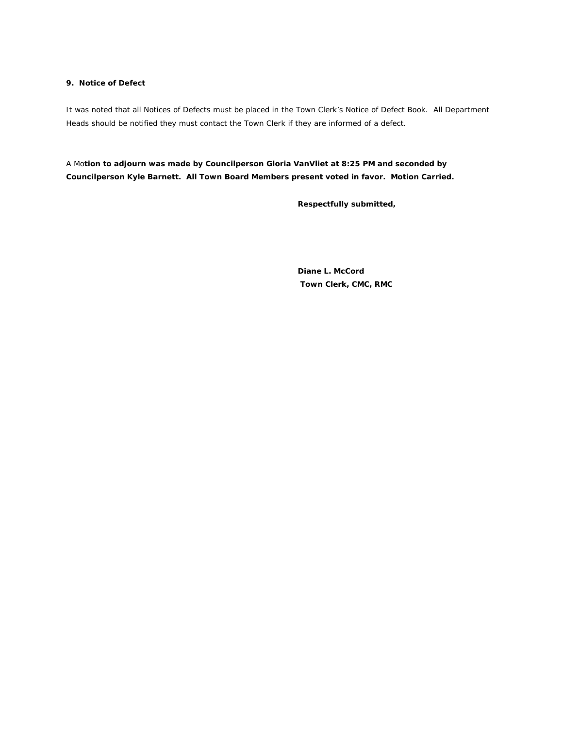**9. Notice of Defect**

It was noted that all Notices of Defects must be placed in the Town Clerk's Notice of Defect Book. All Department Heads should be notified they must contact the Town Clerk if they are informed of a defect.

A Mo**tion to adjourn was made by Councilperson Gloria VanVliet at 8:25 PM and seconded by Councilperson Kyle Barnett. All Town Board Members present voted in favor. Motion Carried.**

**Respectfully submitted,**

**Diane L. McCord**
**Town Clerk, CMC, RMC**